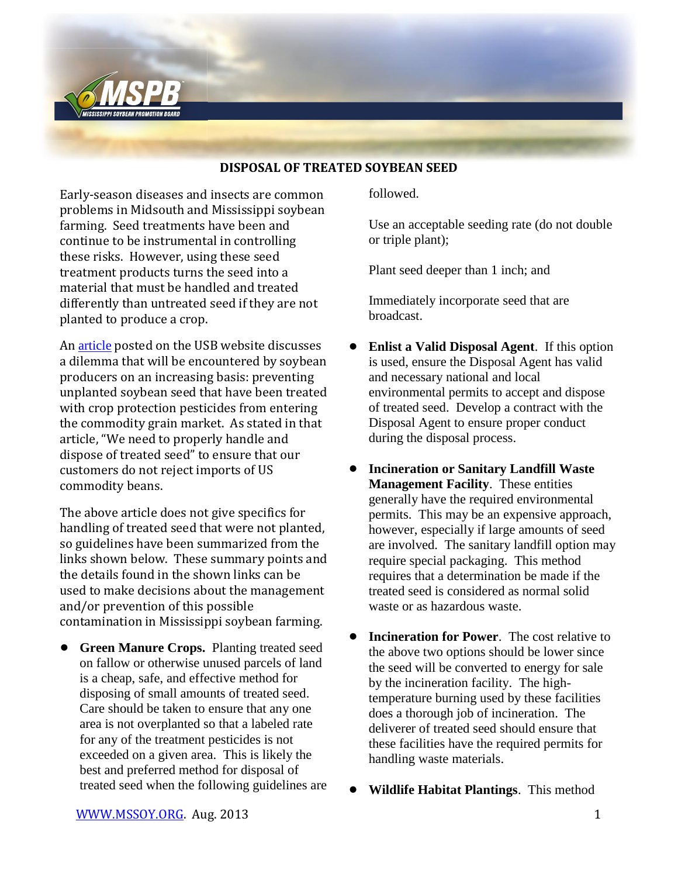# DISPOSAL OF TREATED SOYBEAN SEED

Early-season diseases and insects are common problems in Midsouth and Mississippi soybean farming. Seed treatments have been and continue to be instrumental in controlling these risks. However, using these seed treatment products turns the seed into a material that must be handled and treated differently than untreated seed if they are not planted to produce a crop.

An article posted on the USB website discusses a dilemma that will be encountered by soybean producers on an increasing basis: preventing unplanted soybean seed that have been treated with crop protection pesticides from entering the commodity grain market. As stated in that article, "We need to properly handle and dispose of treated seed" to ensure that our customers do not reject imports of US commodity beans.

The above article does not give specifics for handling of treated seed that were not planted, so guidelines have been summarized from the links shown below. These summary points and the details found in the shown links can be used to make decisions about the management and/or prevention of this possible contamination in Mississippi soybean farming.

- **Green Manure Crops.** Planting treated seed on fallow or otherwise unused parcels of land is a cheap, safe, and effective method for disposing of small amounts of treated seed. Care should be taken to ensure that any one area is not overplanted so that a labeled rate for any of the treatment pesticides is not exceeded on a given area. This is likely the best and preferred method for disposal of treated seed when the following guidelines are followed.

  Use an acceptable seeding rate (do not double or triple plant);

  Plant seed deeper than 1 inch; and

  Immediately incorporate seed that are broadcast.

- **Enlist a Valid Disposal Agent**. If this option is used, ensure the Disposal Agent has valid and necessary national and local environmental permits to accept and dispose of treated seed. Develop a contract with the Disposal Agent to ensure proper conduct during the disposal process.

- **Incineration or Sanitary Landfill Waste Management Facility**. These entities generally have the required environmental permits. This may be an expensive approach, however, especially if large amounts of seed are involved. The sanitary landfill option may require special packaging. This method requires that a determination be made if the treated seed is considered as normal solid waste or as hazardous waste.

- **Incineration for Power**. The cost relative to the above two options should be lower since the seed will be converted to energy for sale by the incineration facility. The high-temperature burning used by these facilities does a thorough job of incineration. The deliverer of treated seed should ensure that these facilities have the required permits for handling waste materials.

- **Wildlife Habitat Plantings**. This method

WWW.MSSOY.ORG. Aug. 2013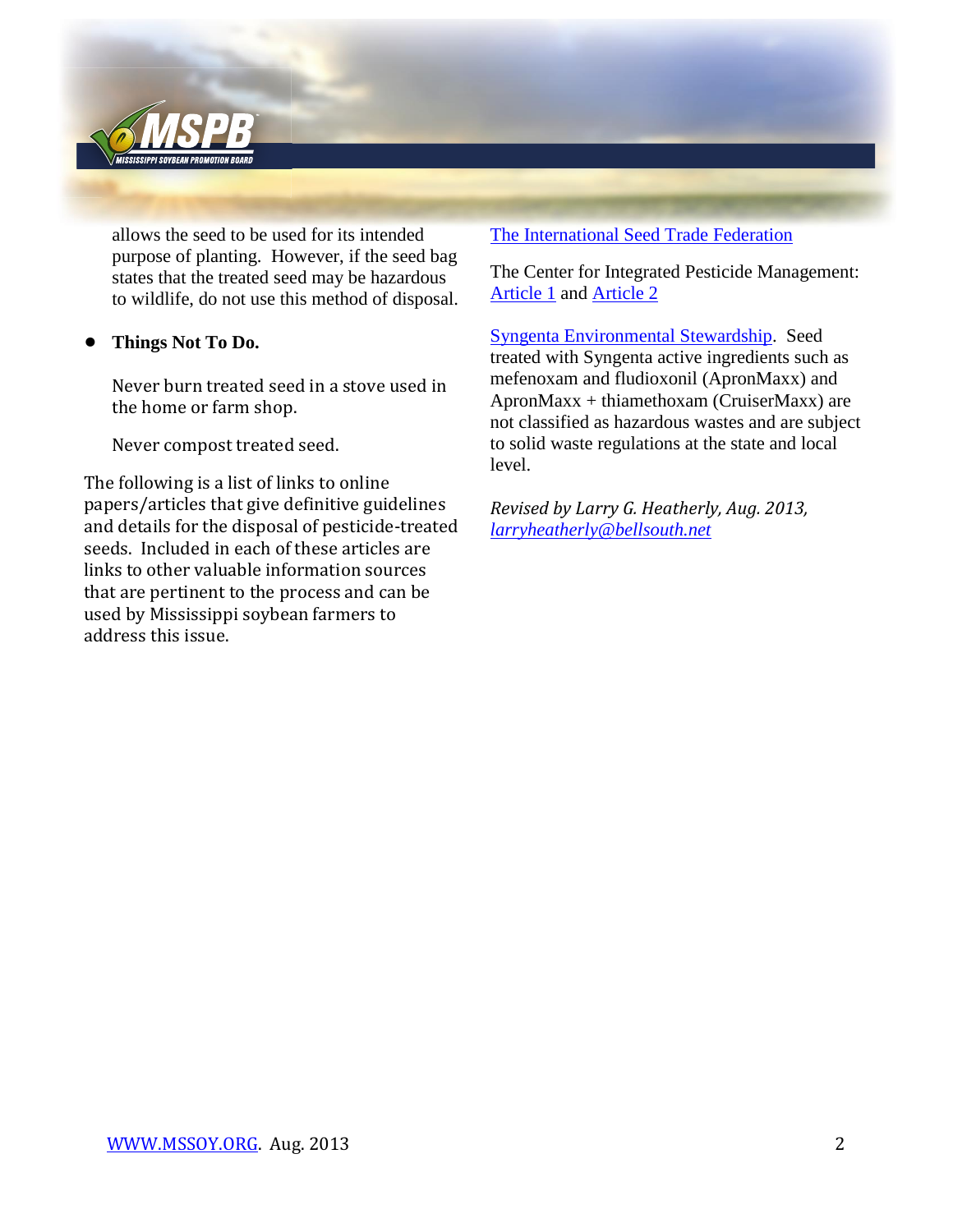allows the seed to be used for its intended purpose of planting. However, if the seed bag states that the treated seed may be hazardous to wildlife, do not use this method of disposal.

- **Things Not To Do.**

  Never burn treated seed in a stove used in the home or farm shop.

  Never compost treated seed.

The following is a list of links to online papers/articles that give definitive guidelines and details for the disposal of pesticide-treated seeds. Included in each of these articles are links to other valuable information sources that are pertinent to the process and can be used by Mississippi soybean farmers to address this issue.

The International Seed Trade Federation

The Center for Integrated Pesticide Management: Article 1 and Article 2

Syngenta Environmental Stewardship. Seed treated with Syngenta active ingredients such as mefenoxam and fludioxonil (ApronMaxx) and ApronMaxx + thiamethoxam (CruiserMaxx) are not classified as hazardous wastes and are subject to solid waste regulations at the state and local level.

*Revised by Larry G. Heatherly, Aug. 2013, larryheatherly@bellsouth.net*